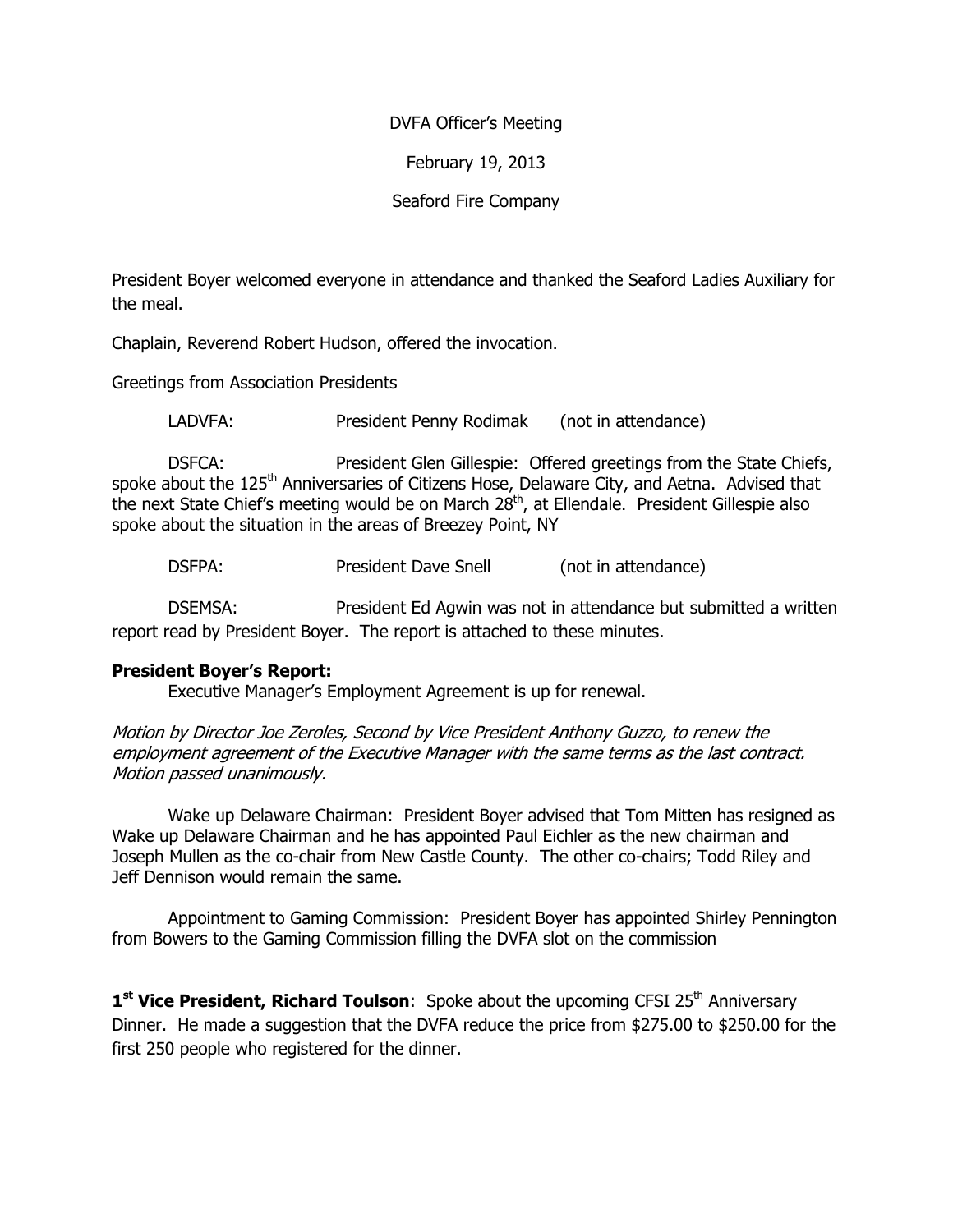DVFA Officer's Meeting

February 19, 2013

Seaford Fire Company

President Boyer welcomed everyone in attendance and thanked the Seaford Ladies Auxiliary for the meal.

Chaplain, Reverend Robert Hudson, offered the invocation.

Greetings from Association Presidents

LADVFA: President Penny Rodimak (not in attendance)

DSFCA: President Glen Gillespie: Offered greetings from the State Chiefs, spoke about the 125th Anniversaries of Citizens Hose, Delaware City, and Aetna. Advised that the next State Chief's meeting would be on March 28th, at Ellendale. President Gillespie also spoke about the situation in the areas of Breezey Point, NY

DSFPA: President Dave Snell (not in attendance)

DSEMSA: President Ed Agwin was not in attendance but submitted a written report read by President Boyer. The report is attached to these minutes.

**President Boyer's Report:**

Executive Manager's Employment Agreement is up for renewal.

*Motion by Director Joe Zeroles, Second by Vice President Anthony Guzzo, to renew the employment agreement of the Executive Manager with the same terms as the last contract. Motion passed unanimously.*

Wake up Delaware Chairman: President Boyer advised that Tom Mitten has resigned as Wake up Delaware Chairman and he has appointed Paul Eichler as the new chairman and Joseph Mullen as the co-chair from New Castle County. The other co-chairs; Todd Riley and Jeff Dennison would remain the same.

Appointment to Gaming Commission: President Boyer has appointed Shirley Pennington from Bowers to the Gaming Commission filling the DVFA slot on the commission

**1st Vice President, Richard Toulson**: Spoke about the upcoming CFSI 25th Anniversary Dinner. He made a suggestion that the DVFA reduce the price from $275.00 to $250.00 for the first 250 people who registered for the dinner.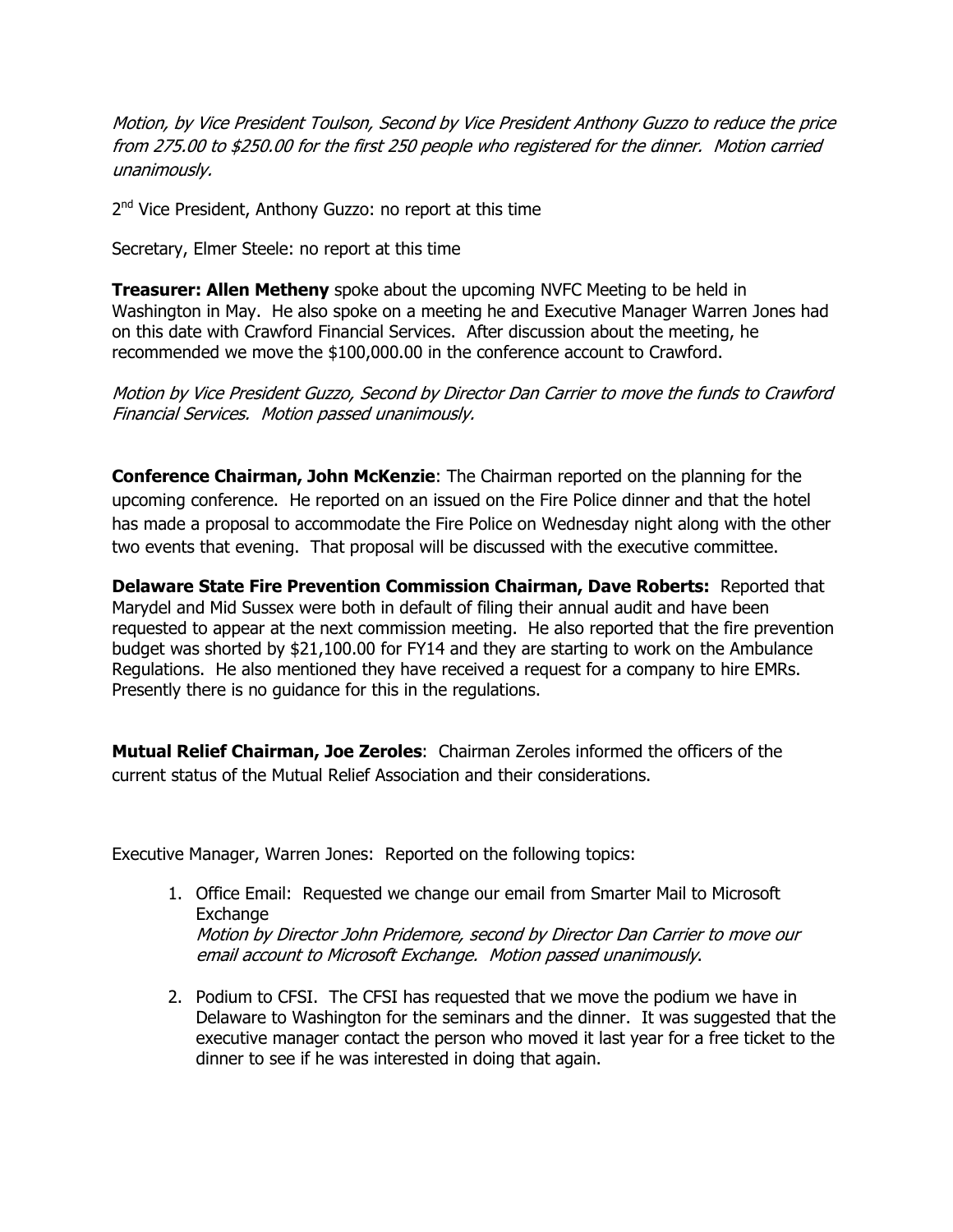*Motion, by Vice President Toulson, Second by Vice President Anthony Guzzo to reduce the price from 275.00 to $250.00 for the first 250 people who registered for the dinner. Motion carried unanimously.*

2nd Vice President, Anthony Guzzo: no report at this time

Secretary, Elmer Steele: no report at this time

**Treasurer: Allen Metheny** spoke about the upcoming NVFC Meeting to be held in Washington in May. He also spoke on a meeting he and Executive Manager Warren Jones had on this date with Crawford Financial Services. After discussion about the meeting, he recommended we move the $100,000.00 in the conference account to Crawford.

*Motion by Vice President Guzzo, Second by Director Dan Carrier to move the funds to Crawford Financial Services. Motion passed unanimously.*

**Conference Chairman, John McKenzie**: The Chairman reported on the planning for the upcoming conference. He reported on an issued on the Fire Police dinner and that the hotel has made a proposal to accommodate the Fire Police on Wednesday night along with the other two events that evening. That proposal will be discussed with the executive committee.

**Delaware State Fire Prevention Commission Chairman, Dave Roberts:** Reported that Marydel and Mid Sussex were both in default of filing their annual audit and have been requested to appear at the next commission meeting. He also reported that the fire prevention budget was shorted by $21,100.00 for FY14 and they are starting to work on the Ambulance Regulations. He also mentioned they have received a request for a company to hire EMRs. Presently there is no guidance for this in the regulations.

**Mutual Relief Chairman, Joe Zeroles**: Chairman Zeroles informed the officers of the current status of the Mutual Relief Association and their considerations.

Executive Manager, Warren Jones: Reported on the following topics:

1. Office Email: Requested we change our email from Smarter Mail to Microsoft Exchange
   *Motion by Director John Pridemore, second by Director Dan Carrier to move our email account to Microsoft Exchange. Motion passed unanimously.*

2. Podium to CFSI. The CFSI has requested that we move the podium we have in Delaware to Washington for the seminars and the dinner. It was suggested that the executive manager contact the person who moved it last year for a free ticket to the dinner to see if he was interested in doing that again.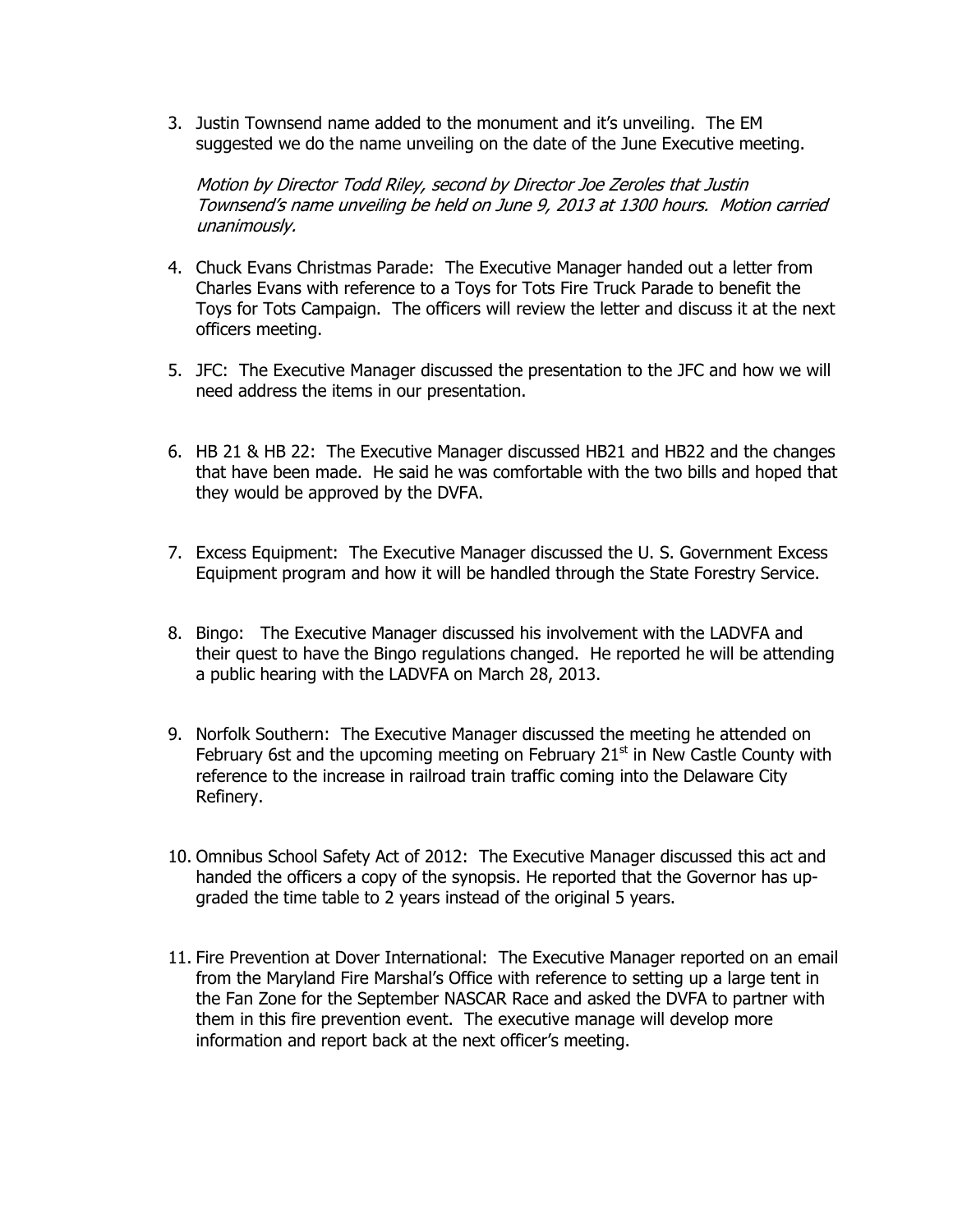3. Justin Townsend name added to the monument and it's unveiling. The EM suggested we do the name unveiling on the date of the June Executive meeting.

   *Motion by Director Todd Riley, second by Director Joe Zeroles that Justin Townsend's name unveiling be held on June 9, 2013 at 1300 hours. Motion carried unanimously.*

4. Chuck Evans Christmas Parade: The Executive Manager handed out a letter from Charles Evans with reference to a Toys for Tots Fire Truck Parade to benefit the Toys for Tots Campaign. The officers will review the letter and discuss it at the next officers meeting.

5. JFC: The Executive Manager discussed the presentation to the JFC and how we will need address the items in our presentation.

6. HB 21 & HB 22: The Executive Manager discussed HB21 and HB22 and the changes that have been made. He said he was comfortable with the two bills and hoped that they would be approved by the DVFA.

7. Excess Equipment: The Executive Manager discussed the U. S. Government Excess Equipment program and how it will be handled through the State Forestry Service.

8. Bingo: The Executive Manager discussed his involvement with the LADVFA and their quest to have the Bingo regulations changed. He reported he will be attending a public hearing with the LADVFA on March 28, 2013.

9. Norfolk Southern: The Executive Manager discussed the meeting he attended on February 6st and the upcoming meeting on February 21st in New Castle County with reference to the increase in railroad train traffic coming into the Delaware City Refinery.

10. Omnibus School Safety Act of 2012: The Executive Manager discussed this act and handed the officers a copy of the synopsis. He reported that the Governor has up-graded the time table to 2 years instead of the original 5 years.

11. Fire Prevention at Dover International: The Executive Manager reported on an email from the Maryland Fire Marshal's Office with reference to setting up a large tent in the Fan Zone for the September NASCAR Race and asked the DVFA to partner with them in this fire prevention event. The executive manage will develop more information and report back at the next officer's meeting.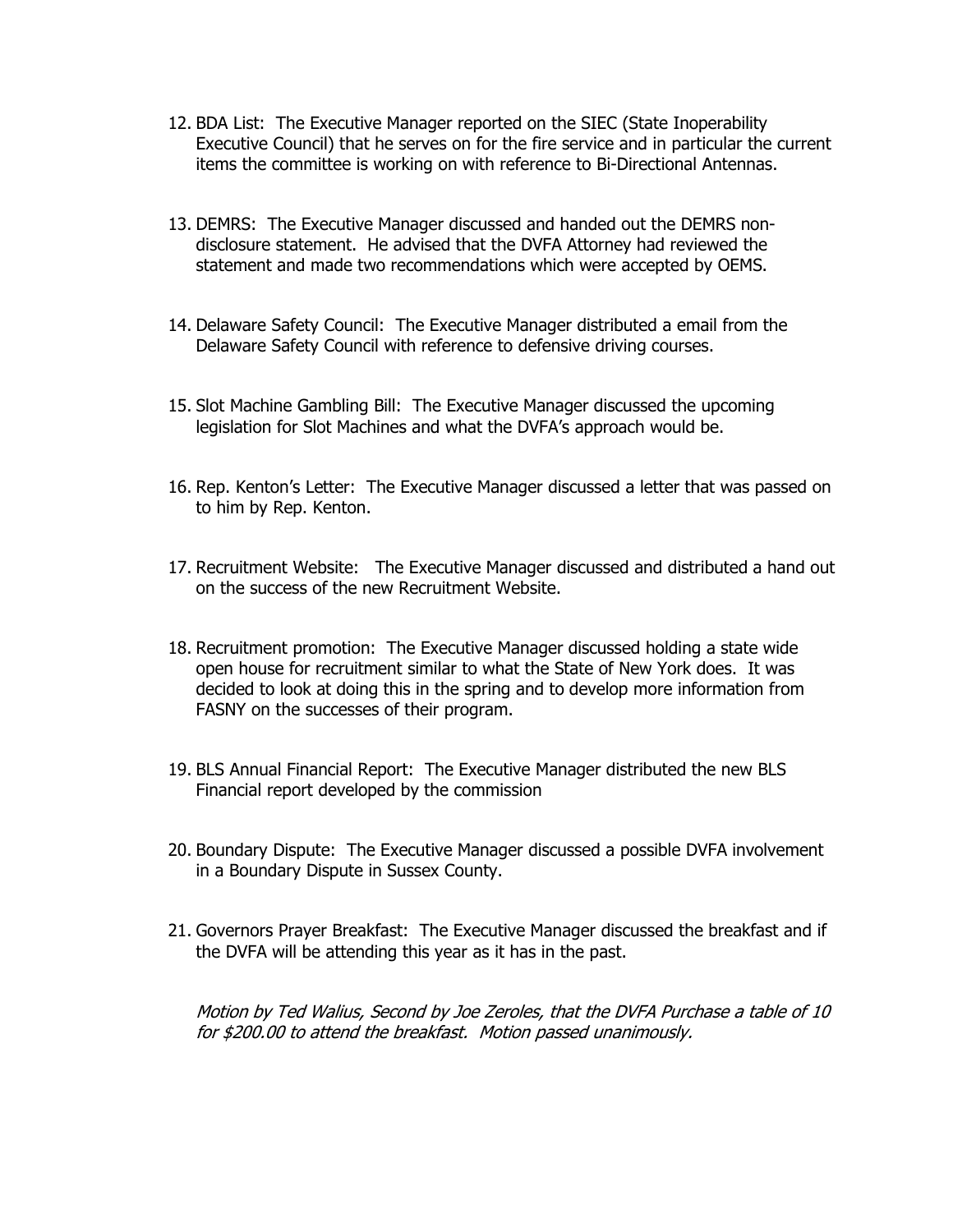12. BDA List: The Executive Manager reported on the SIEC (State Inoperability Executive Council) that he serves on for the fire service and in particular the current items the committee is working on with reference to Bi-Directional Antennas.

13. DEMRS: The Executive Manager discussed and handed out the DEMRS non-disclosure statement. He advised that the DVFA Attorney had reviewed the statement and made two recommendations which were accepted by OEMS.

14. Delaware Safety Council: The Executive Manager distributed a email from the Delaware Safety Council with reference to defensive driving courses.

15. Slot Machine Gambling Bill: The Executive Manager discussed the upcoming legislation for Slot Machines and what the DVFA's approach would be.

16. Rep. Kenton's Letter: The Executive Manager discussed a letter that was passed on to him by Rep. Kenton.

17. Recruitment Website: The Executive Manager discussed and distributed a hand out on the success of the new Recruitment Website.

18. Recruitment promotion: The Executive Manager discussed holding a state wide open house for recruitment similar to what the State of New York does. It was decided to look at doing this in the spring and to develop more information from FASNY on the successes of their program.

19. BLS Annual Financial Report: The Executive Manager distributed the new BLS Financial report developed by the commission

20. Boundary Dispute: The Executive Manager discussed a possible DVFA involvement in a Boundary Dispute in Sussex County.

21. Governors Prayer Breakfast: The Executive Manager discussed the breakfast and if the DVFA will be attending this year as it has in the past.

    *Motion by Ted Walius, Second by Joe Zeroles, that the DVFA Purchase a table of 10 for $200.00 to attend the breakfast. Motion passed unanimously.*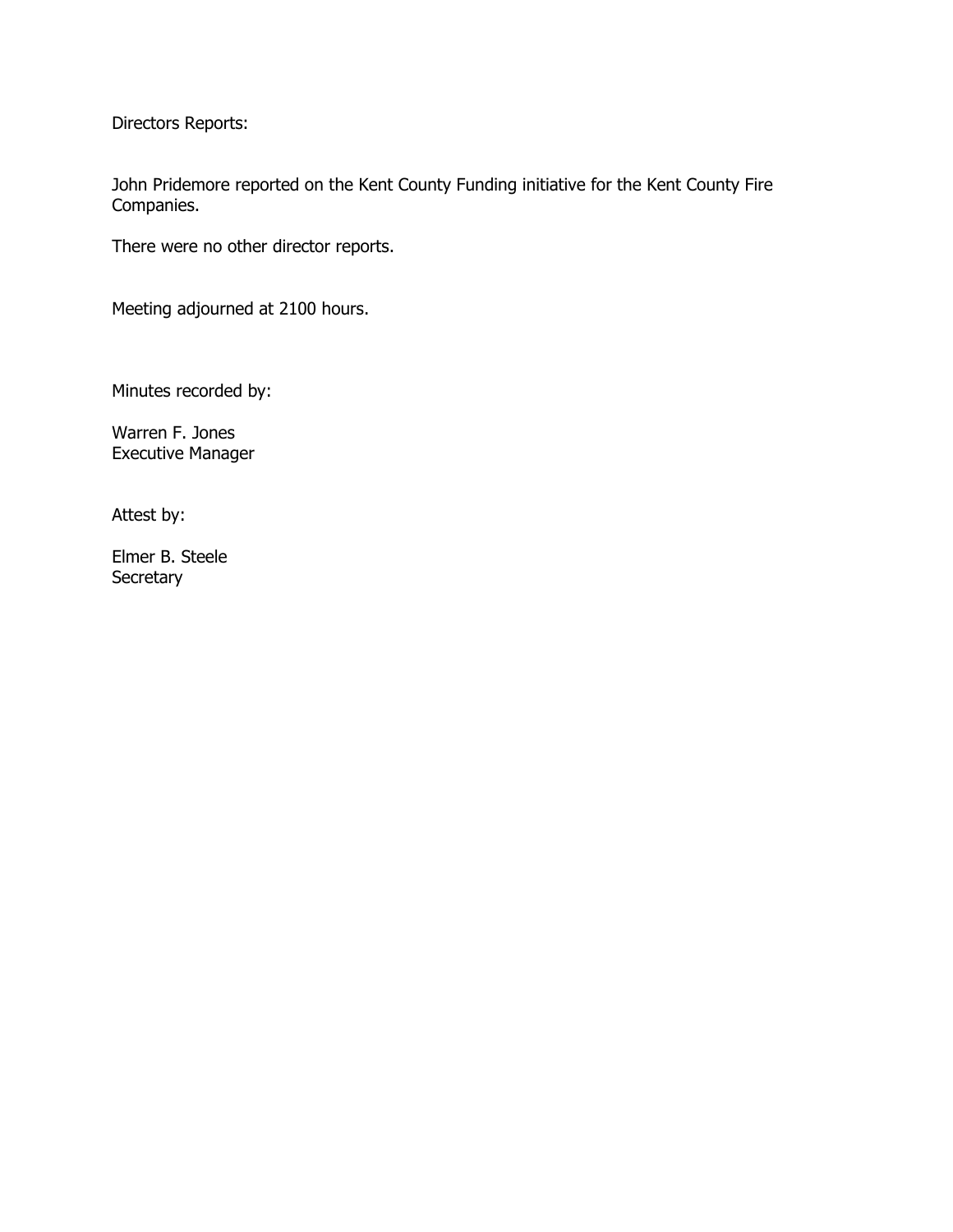Directors Reports:

John Pridemore reported on the Kent County Funding initiative for the Kent County Fire Companies.

There were no other director reports.

Meeting adjourned at 2100 hours.

Minutes recorded by:

Warren F. Jones
Executive Manager

Attest by:

Elmer B. Steele
Secretary